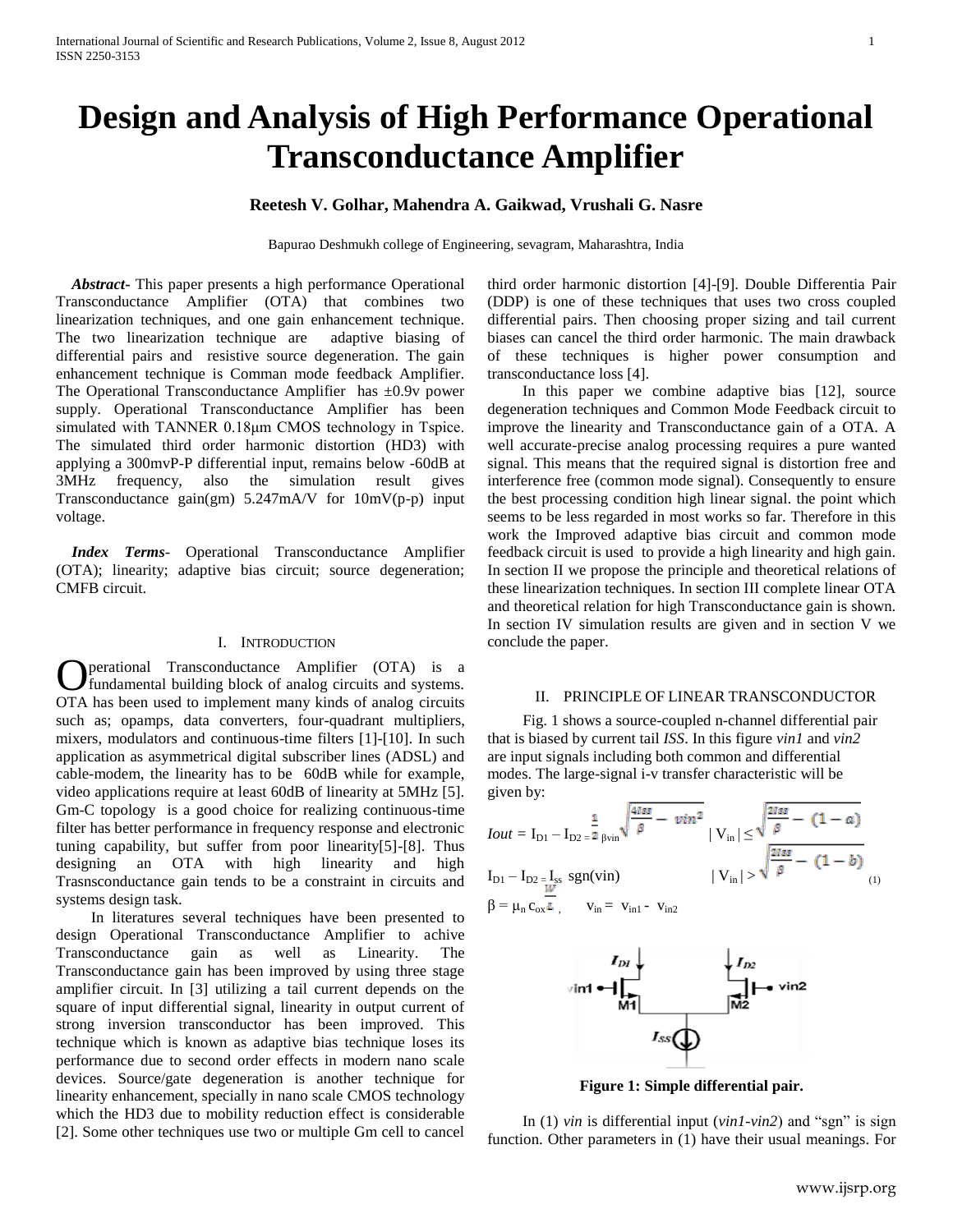# Design and Analysis of High Performance Operational Transconductance Amplifier

**Reetesh V. Golhar, Mahendra A. Gaikwad, Vrushali G. Nasre**

Bapurao Deshmukh college of Engineering, sevagram, Maharashtra, India

***Abstract***- This paper presents a high performance Operational Transconductance Amplifier (OTA) that combines two linearization techniques, and one gain enhancement technique. The two linearization technique are adaptive biasing of differential pairs and resistive source degeneration. The gain enhancement technique is Comman mode feedback Amplifier. The Operational Transconductance Amplifier has ±0.9v power supply. Operational Transconductance Amplifier has been simulated with TANNER 0.18μm CMOS technology in Tspice. The simulated third order harmonic distortion (HD3) with applying a 300mvP-P differential input, remains below -60dB at 3MHz frequency, also the simulation result gives Transconductance gain(gm) 5.247mA/V for 10mV(p-p) input voltage.

***Index Terms***- Operational Transconductance Amplifier (OTA); linearity; adaptive bias circuit; source degeneration; CMFB circuit.

## I. Introduction

Operational Transconductance Amplifier (OTA) is a fundamental building block of analog circuits and systems. OTA has been used to implement many kinds of analog circuits such as; opamps, data converters, four-quadrant multipliers, mixers, modulators and continuous-time filters [1]-[10]. In such application as asymmetrical digital subscriber lines (ADSL) and cable-modem, the linearity has to be 60dB while for example, video applications require at least 60dB of linearity at 5MHz [5]. Gm-C topology is a good choice for realizing continuous-time filter has better performance in frequency response and electronic tuning capability, but suffer from poor linearity[5]-[8]. Thus designing an OTA with high linearity and high Trasnsconductance gain tends to be a constraint in circuits and systems design task.

In literatures several techniques have been presented to design Operational Transconductance Amplifier to achive Transconductance gain as well as Linearity. The Transconductance gain has been improved by using three stage amplifier circuit. In [3] utilizing a tail current depends on the square of input differential signal, linearity in output current of strong inversion transconductor has been improved. This technique which is known as adaptive bias technique loses its performance due to second order effects in modern nano scale devices. Source/gate degeneration is another technique for linearity enhancement, specially in nano scale CMOS technology which the HD3 due to mobility reduction effect is considerable [2]. Some other techniques use two or multiple Gm cell to cancel third order harmonic distortion [4]-[9]. Double Differentia Pair (DDP) is one of these techniques that uses two cross coupled differential pairs. Then choosing proper sizing and tail current biases can cancel the third order harmonic. The main drawback of these techniques is higher power consumption and transconductance loss [4].

In this paper we combine adaptive bias [12], source degeneration techniques and Common Mode Feedback circuit to improve the linearity and Transconductance gain of a OTA. A well accurate-precise analog processing requires a pure wanted signal. This means that the required signal is distortion free and interference free (common mode signal). Consequently to ensure the best processing condition high linear signal. the point which seems to be less regarded in most works so far. Therefore in this work the Improved adaptive bias circuit and common mode feedback circuit is used to provide a high linearity and high gain. In section II we propose the principle and theoretical relations of these linearization techniques. In section III complete linear OTA and theoretical relation for high Transconductance gain is shown. In section IV simulation results are given and in section V we conclude the paper.

## II. Principle of Linear Transconductor

Fig. 1 shows a source-coupled n-channel differential pair that is biased by current tail *ISS*. In this figure *vin1* and *vin2* are input signals including both common and differential modes. The large-signal i-v transfer characteristic will be given by:

$$
\begin{aligned}
I_{out} = I_{D1} - I_{D2} &= \frac{1}{2}\beta v_{in}\sqrt{\frac{4I_{ss}}{\beta} - v_{in}^2} && |V_{in}| \leq \sqrt{\frac{2I_{ss}}{\beta} - (1-a)} \\
I_{D1} - I_{D2} &= I_{ss}\ \mathrm{sgn}(v_{in}) && |V_{in}| > \sqrt{\frac{2I_{ss}}{\beta} - (1-b)}
\end{aligned} \tag{1}
$$

$\beta = \mu_n c_{ox}\frac{W}{L}$, $\quad v_{in} = v_{in1} - v_{in2}$

**Figure 1: Simple differential pair.**

In (1) *vin* is differential input (*vin1-vin2*) and "sgn" is sign function. Other parameters in (1) have their usual meanings. For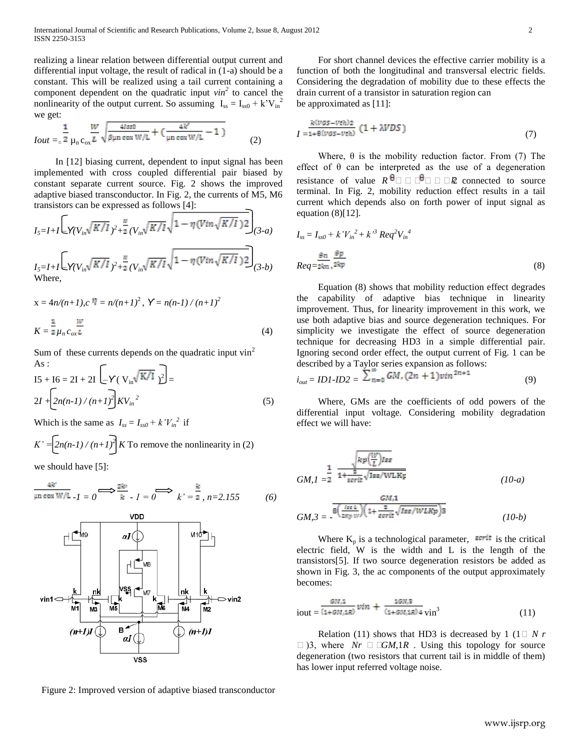realizing a linear relation between differential output current and differential input voltage, the result of radical in (1-a) should be a constant. This will be realized using a tail current containing a component dependent on the quadratic input $vin^2$ to cancel the nonlinearity of the output current. So assuming $I_{ss} = I_{ss0} + k' V_{in}^2$ we get:

$$Iout = \frac{1}{2}\mu_n c_{ox}\frac{W}{L}\sqrt{\frac{4Iss0}{\beta \mu n\, cox\, W/L} + \left(\frac{4k'}{\mu n\, cox\, W/L} - 1\right)} \tag{2}$$

In [12] biasing current, dependent to input signal has been implemented with cross coupled differential pair biased by constant separate current source. Fig. 2 shows the improved adaptive biased transconductor. In Fig. 2, the currents of M5, M6 transistors can be expressed as follows [4]:

$$I_5 = I + I\left[-\Upsilon\left(V_{in}\sqrt{K/I}\right)^2 + \frac{x}{2}\left(V_{in}\sqrt{K/I}\sqrt{1-\eta\left(Vin\sqrt{K/I}\right)2}\right)\right] \tag{3-a}$$

$$I_5 = I + I\left[-\Upsilon\left(V_{in}\sqrt{K/I}\right)^2 + \frac{x}{2}\left(V_{in}\sqrt{K/I}\sqrt{1-\eta\left(Vin\sqrt{K/I}\right)2}\right)\right] \tag{3-b}$$

Where,

$$x = 4n/(n+1), c\ \eta = n/(n+1)^2,\ \Upsilon = n(n-1)/(n+1)^2$$

$$K = \frac{1}{2}\mu_n c_{ox}\frac{W}{L} \tag{4}$$

Sum of these currents depends on the quadratic input $vin^2$ As :

$$I5 + I6 = 2I + 2I\left[-\Upsilon\left(V_{in}\sqrt{K/I}\right)^2\right] = 2I + \left[2n(n-1)/(n+1)^2\right]KV_{in}^2 \tag{5}$$

Which is the same as $I_{ss} = I_{ss0} + k' V_{in}^2$ if

$K' = \left[2n(n-1)/(n+1)^2\right]K$ To remove the nonlinearity in (2)

we should have [5]:

$$\frac{4k'}{\mu n\, cox\, W/L} - 1 = 0 \Longrightarrow \frac{2k'}{k} - 1 = 0 \Longrightarrow k' = \frac{k}{2},\ n = 2.155 \tag{6}$$

Figure 2: Improved version of adaptive biased transconductor

For short channel devices the effective carrier mobility is a function of both the longitudinal and transversal electric fields. Considering the degradation of mobility due to these effects the drain current of a transistor in saturation region can be approximated as [11]:

$$I = \frac{k(VGS-Vth)2}{1+\theta(VGS-Vth)}\left(1+\lambda VDS\right) \tag{7}$$

Where, θ is the mobility reduction factor. From (7) The effect of θ can be interpreted as the use of a degeneration resistance of value $R^{\theta}$ □ □ □$^{\theta}$□ □ □k2 connected to source terminal. In Fig. 2, mobility reduction effect results in a tail current which depends also on forth power of input signal as equation (8)[12].

$$I_{ss} = I_{ss0} + k' V_{in}^2 + k'^3 Req^2 V_{in}^4$$

$$Req = \frac{\theta n}{2kn} + \frac{\theta p}{2kp} \tag{8}$$

Equation (8) shows that mobility reduction effect degrades the capability of adaptive bias technique in linearity improvement. Thus, for linearity improvement in this work, we use both adaptive bias and source degeneration techniques. For simplicity we investigate the effect of source degeneration technique for decreasing HD3 in a simple differential pair. Ignoring second order effect, the output current of Fig. 1 can be described by a Taylor series expansion as follows:

$$i_{out} = ID1 - ID2 = \sum_{n=0}^{\infty} GM,(2n+1)vin^{2n+1} \tag{9}$$

Where, GMs are the coefficients of odd powers of the differential input voltage. Considering mobility degradation effect we will have:

$$GM,1 = \frac{1}{2}\,\frac{\sqrt{kp\left(\frac{W}{L}\right)Iss}}{1+\frac{2}{\varepsilon crit}\sqrt{Iss/WLKp}} \tag{10-a}$$

$$GM,3 = -\frac{GM,1}{8\left(\frac{Iss\, L}{2Kp\, W}\right)\left(1+\frac{2}{\varepsilon crit}\sqrt{Iss/WLKp}\right)3} \tag{10-b}$$

Where $K_p$ is a technological parameter, $\varepsilon crit$ is the critical electric field, W is the width and L is the length of the transistors[5]. If two source degeneration resistors be added as shown in Fig. 3, the ac components of the output approximately becomes:

$$iout = \frac{GM,1}{(1+GM,1R)}vin + \frac{16M,3}{(1+GM,1R)4}vin^3 \tag{11}$$

Relation (11) shows that HD3 is decreased by 1 (1□ *N r* □)3, where *Nr* □ □*GM*,1*R* . Using this topology for source degeneration (two resistors that current tail is in middle of them) has lower input referred voltage noise.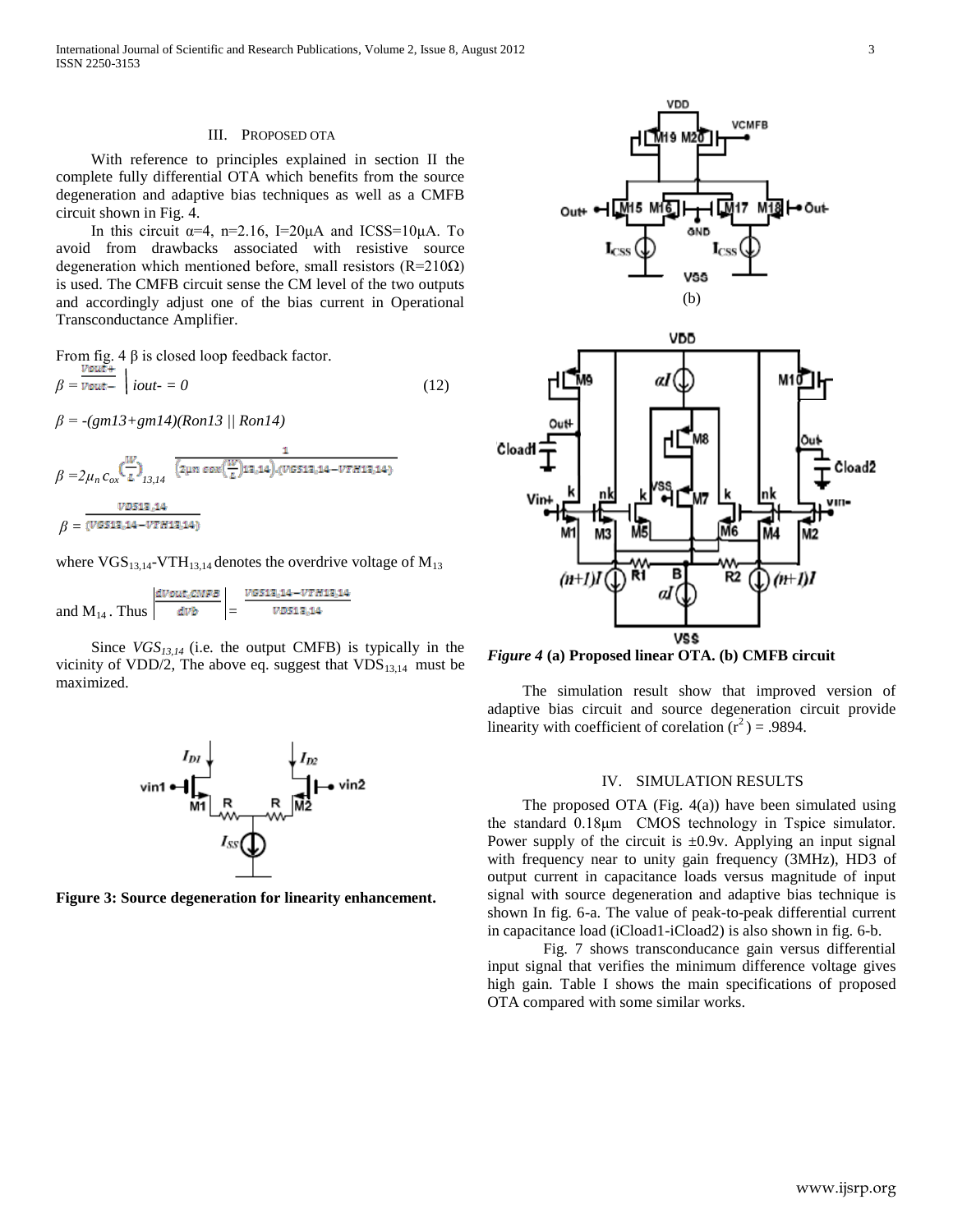## III. PROPOSED OTA

With reference to principles explained in section II the complete fully differential OTA which benefits from the source degeneration and adaptive bias techniques as well as a CMFB circuit shown in Fig. 4.

In this circuit α=4, n=2.16, I=20μA and ICSS=10μA. To avoid from drawbacks associated with resistive source degeneration which mentioned before, small resistors (R=210Ω) is used. The CMFB circuit sense the CM level of the two outputs and accordingly adjust one of the bias current in Operational Transconductance Amplifier.

From fig. 4 β is closed loop feedback factor.

$$\beta = \frac{Vout+}{Vout-} \Big| iout- = 0 \qquad (12)$$

$$\beta = -(gm13+gm14)(Ron13 \,||\, Ron14)$$

$$\beta = 2\mu_n c_{ox} \left(\frac{W}{L}\right)_{13,14} \frac{1}{\left(2\mu n\ cox\left(\frac{W}{L}\right)13,14\right).(VGS13,14-VTH13,14)}$$

$$\beta = \frac{VDS13,14}{(VGS13,14-VTH13,14)}$$

where $VGS_{13,14}$-$VTH_{13,14}$ denotes the overdrive voltage of $M_{13}$ and $M_{14}$. Thus $\left|\frac{dVout,CMFB}{dVb}\right| = \frac{VGS13,14-VTH13,14}{VDS13,14}$

Since $VGS_{13,14}$ (i.e. the output CMFB) is typically in the vicinity of VDD/2, The above eq. suggest that $VDS_{13,14}$ must be maximized.

**Figure 3: Source degeneration for linearity enhancement.**

(b)

***Figure 4*** **(a) Proposed linear OTA. (b) CMFB circuit**

The simulation result show that improved version of adaptive bias circuit and source degeneration circuit provide linearity with coefficient of corelation ($r^2$) = .9894.

## IV. SIMULATION RESULTS

The proposed OTA (Fig. 4(a)) have been simulated using the standard 0.18μm CMOS technology in Tspice simulator. Power supply of the circuit is ±0.9v. Applying an input signal with frequency near to unity gain frequency (3MHz), HD3 of output current in capacitance loads versus magnitude of input signal with source degeneration and adaptive bias technique is shown In fig. 6-a. The value of peak-to-peak differential current in capacitance load (iCload1-iCload2) is also shown in fig. 6-b.

Fig. 7 shows transconducance gain versus differential input signal that verifies the minimum difference voltage gives high gain. Table I shows the main specifications of proposed OTA compared with some similar works.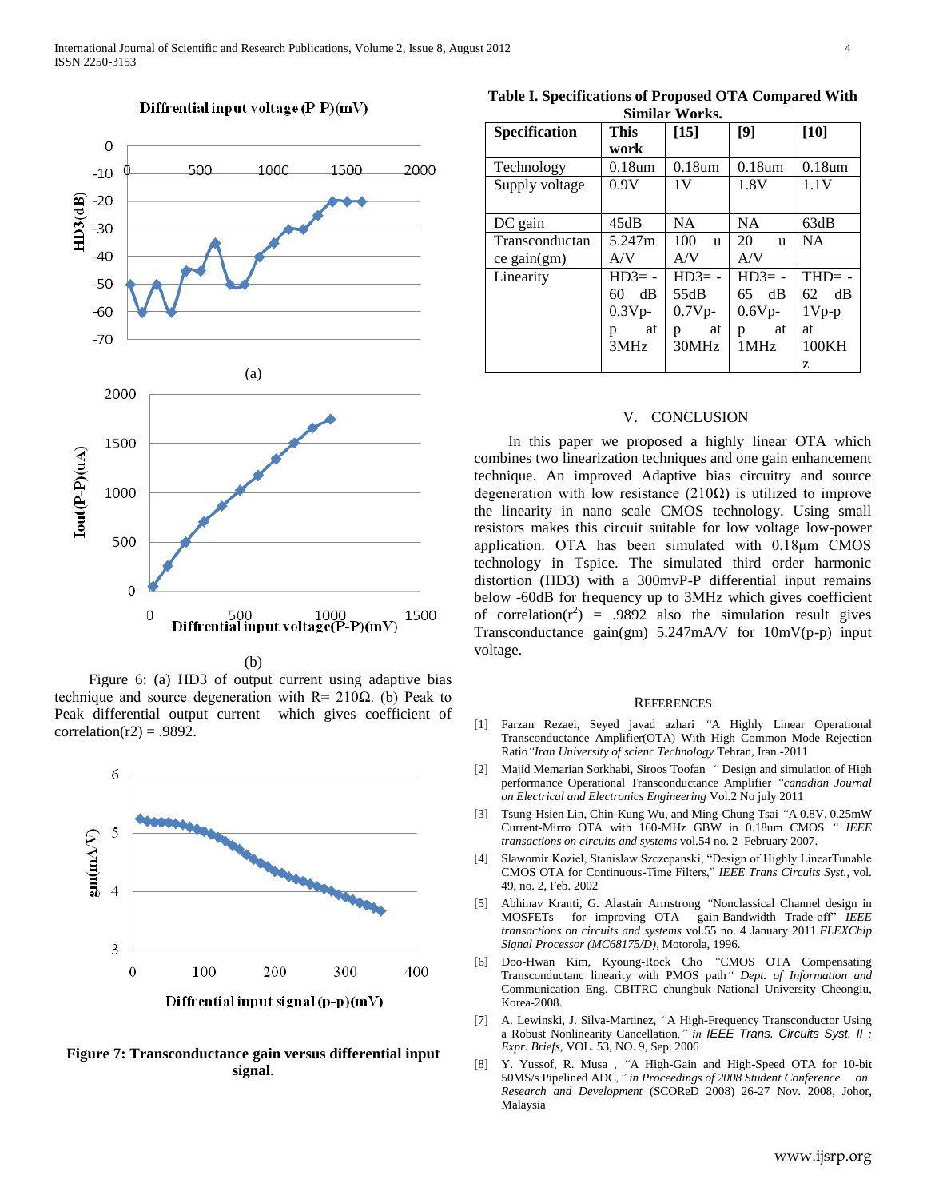Figure 6: (a) HD3 of output current using adaptive bias technique and source degeneration with R= 210Ω. (b) Peak to Peak differential output current which gives coefficient of correlation(r2) = .9892.

**Figure 7: Transconductance gain versus differential input signal**.

**Table I. Specifications of Proposed OTA Compared With Similar Works.**

| Specification | This work | [15] | [9] | [10] |
|---|---|---|---|---|
| Technology | 0.18um | 0.18um | 0.18um | 0.18um |
| Supply voltage | 0.9V | 1V | 1.8V | 1.1V |
| DC gain | 45dB | NA | NA | 63dB |
| Transconductance gain(gm) | 5.247m A/V | 100 u A/V | 20 u A/V | NA |
| Linearity | HD3= -60 dB 0.3Vp-p at 3MHz | HD3= -55dB 0.7Vp-p at 30MHz | HD3= -65 dB 0.6Vp-p at 1MHz | THD= -62 dB 1Vp-p at 100KHz |

## V. CONCLUSION

In this paper we proposed a highly linear OTA which combines two linearization techniques and one gain enhancement technique. An improved Adaptive bias circuitry and source degeneration with low resistance (210Ω) is utilized to improve the linearity in nano scale CMOS technology. Using small resistors makes this circuit suitable for low voltage low-power application. OTA has been simulated with 0.18µm CMOS technology in Tspice. The simulated third order harmonic distortion (HD3) with a 300mvP-P differential input remains below -60dB for frequency up to 3MHz which gives coefficient of correlation($r^2$) = .9892 also the simulation result gives Transconductance gain(gm) 5.247mA/V for 10mV(p-p) input voltage.

## REFERENCES

[1] Farzan Rezaei, Seyed javad azhari "A Highly Linear Operational Transconductance Amplifier(OTA) With High Common Mode Rejection Ratio"*Iran University of scienc Technology* Tehran, Iran.-2011

[2] Majid Memarian Sorkhabi, Siroos Toofan " Design and simulation of High performance Operational Transconductance Amplifier *"canadian Journal on Electrical and Electronics Engineering* Vol.2 No july 2011

[3] Tsung-Hsien Lin, Chin-Kung Wu, and Ming-Chung Tsai "A 0.8V, 0.25mW Current-Mirro OTA with 160-MHz GBW in 0.18um CMOS " *IEEE transactions on circuits and systems* vol.54 no. 2 February 2007.

[4] Slawomir Koziel, Stanislaw Szczepanski, "Design of Highly LinearTunable CMOS OTA for Continuous-Time Filters," *IEEE Trans Circuits Syst.*, vol. 49, no. 2, Feb. 2002

[5] Abhinav Kranti, G. Alastair Armstrong "Nonclassical Channel design in MOSFETs for improving OTA gain-Bandwidth Trade-off" *IEEE transactions on circuits and systems* vol.55 no. 4 January 2011.*FLEXChip Signal Processor (MC68175/D)*, Motorola, 1996.

[6] Doo-Hwan Kim, Kyoung-Rock Cho "CMOS OTA Compensating Transconductanc linearity with PMOS path" *Dept. of Information and* Communication Eng. CBITRC chungbuk National University Cheongiu, Korea-2008.

[7] A. Lewinski, J. Silva-Martinez, "A High-Frequency Transconductor Using a Robust Nonlinearity Cancellation," *in IEEE Trans. Circuits Syst. II : Expr. Briefs*, VOL. 53, NO. 9, Sep. 2006

[8] Y. Yussof, R. Musa , "A High-Gain and High-Speed OTA for 10-bit 50MS/s Pipelined ADC," *in Proceedings of 2008 Student Conference on Research and Development* (SCOReD 2008) 26-27 Nov. 2008, Johor, Malaysia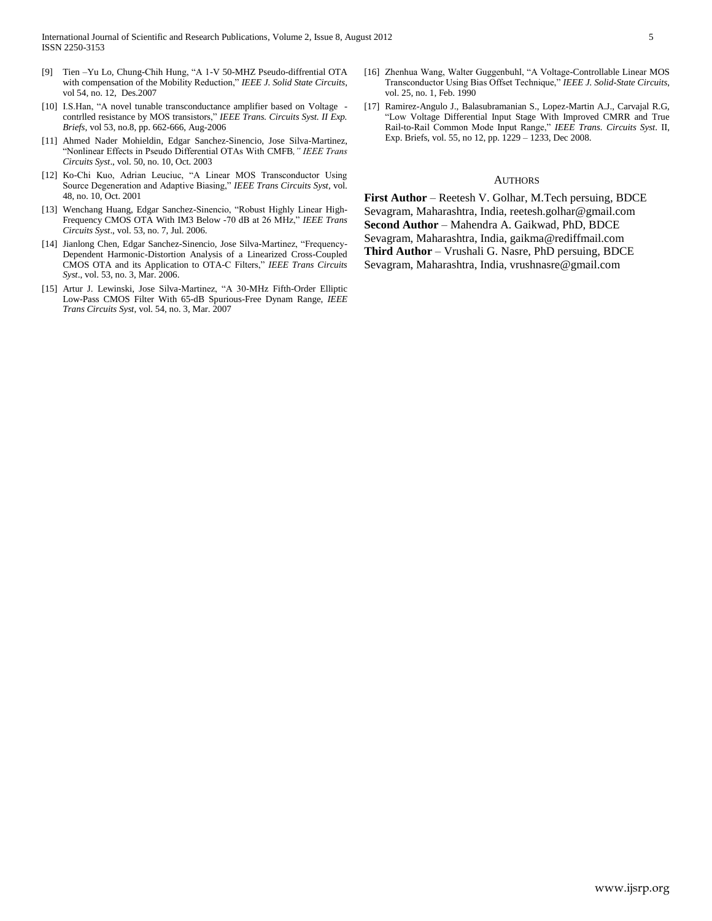[9] Tien –Yu Lo, Chung-Chih Hung, "A 1-V 50-MHZ Pseudo-diffrential OTA with compensation of the Mobility Reduction," *IEEE J. Solid State Circuits*, vol 54, no. 12, Des.2007

[10] I.S.Han, "A novel tunable transconductance amplifier based on Voltage - contrlled resistance by MOS transistors," *IEEE Trans. Circuits Syst. II Exp. Briefs*, vol 53, no.8, pp. 662-666, Aug-2006

[11] Ahmed Nader Mohieldin, Edgar Sanchez-Sinencio, Jose Silva-Martinez, "Nonlinear Effects in Pseudo Differential OTAs With CMFB*," IEEE Trans Circuits Syst*., vol. 50, no. 10, Oct. 2003

[12] Ko-Chi Kuo, Adrian Leuciuc, "A Linear MOS Transconductor Using Source Degeneration and Adaptive Biasing," *IEEE Trans Circuits Syst*, vol. 48, no. 10, Oct. 2001

[13] Wenchang Huang, Edgar Sanchez-Sinencio, "Robust Highly Linear High-Frequency CMOS OTA With IM3 Below -70 dB at 26 MHz," *IEEE Trans Circuits Syst*., vol. 53, no. 7, Jul. 2006.

[14] Jianlong Chen, Edgar Sanchez-Sinencio, Jose Silva-Martinez, "Frequency-Dependent Harmonic-Distortion Analysis of a Linearized Cross-Coupled CMOS OTA and its Application to OTA-C Filters," *IEEE Trans Circuits Syst*., vol. 53, no. 3, Mar. 2006.

[15] Artur J. Lewinski, Jose Silva-Martinez, "A 30-MHz Fifth-Order Elliptic Low-Pass CMOS Filter With 65-dB Spurious-Free Dynam Range, *IEEE Trans Circuits Syst*, vol. 54, no. 3, Mar. 2007

[16] Zhenhua Wang, Walter Guggenbuhl, "A Voltage-Controllable Linear MOS Transconductor Using Bias Offset Technique," *IEEE J. Solid-State Circuits*, vol. 25, no. 1, Feb. 1990

[17] Ramirez-Angulo J., Balasubramanian S., Lopez-Martin A.J., Carvajal R.G, "Low Voltage Differential Input Stage With Improved CMRR and True Rail-to-Rail Common Mode Input Range," *IEEE Trans. Circuits Syst*. II, Exp. Briefs, vol. 55, no 12, pp. 1229 – 1233, Dec 2008.

## AUTHORS

**First Author** – Reetesh V. Golhar, M.Tech persuing, BDCE Sevagram, Maharashtra, India, reetesh.golhar@gmail.com

**Second Author** – Mahendra A. Gaikwad, PhD, BDCE Sevagram, Maharashtra, India, gaikma@rediffmail.com

**Third Author** – Vrushali G. Nasre, PhD persuing, BDCE Sevagram, Maharashtra, India, vrushnasre@gmail.com